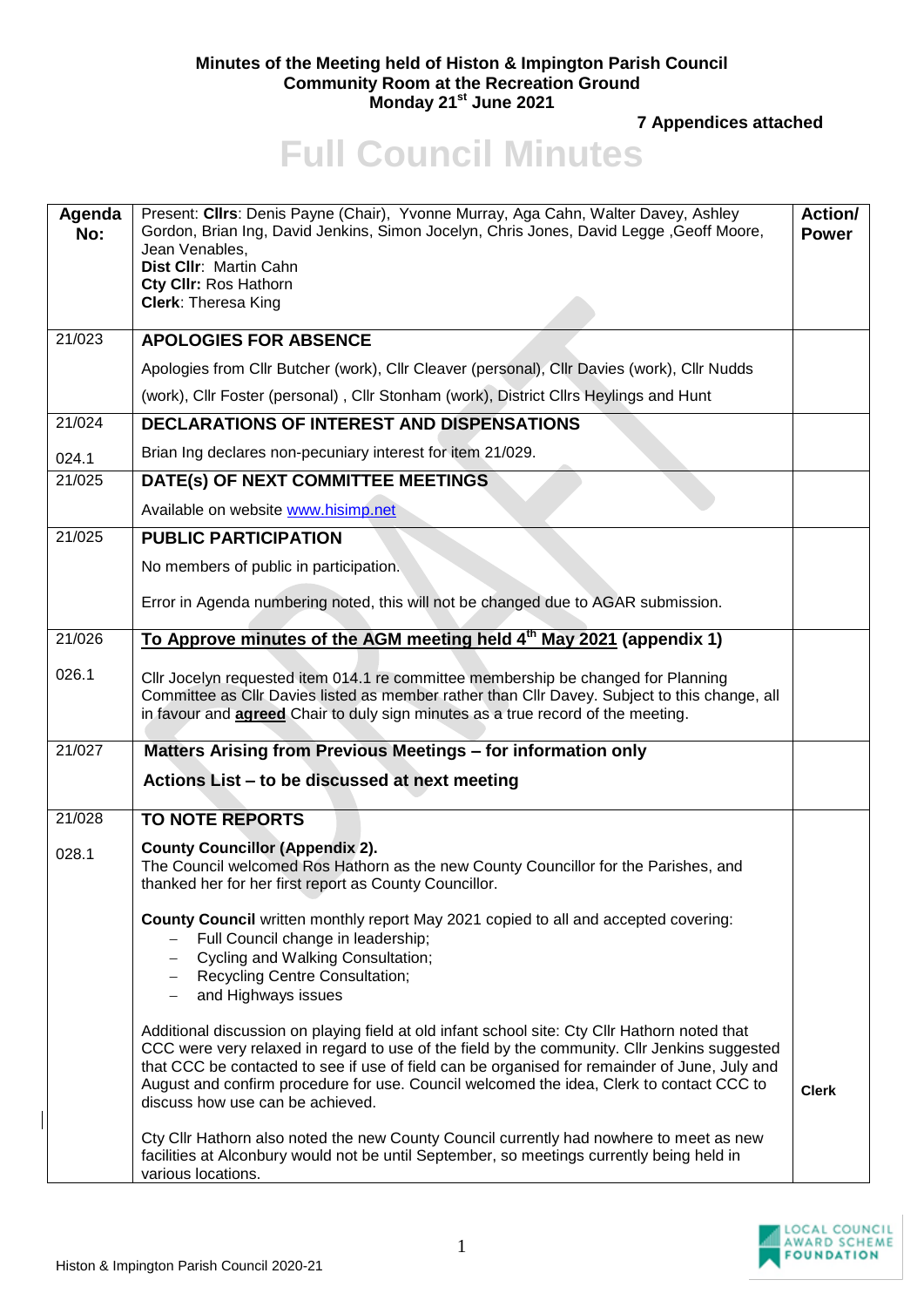**Minutes of the Meeting held of Histon & Impington Parish Council**
**Community Room at the Recreation Ground**
**Monday 21st June 2021**

**7 Appendices attached**

# Full Council Minutes

| Agenda No: | Present: **Cllrs**: Denis Payne (Chair), Yvonne Murray, Aga Cahn, Walter Davey, Ashley Gordon, Brian Ing, David Jenkins, Simon Jocelyn, Chris Jones, David Legge ,Geoff Moore, Jean Venables, **Dist Cllr**: Martin Cahn **Cty Cllr:** Ros Hathorn **Clerk**: Theresa King | Action/ Power |
|---|---|---|
| 21/023 | **APOLOGIES FOR ABSENCE** | |
| | Apologies from Cllr Butcher (work), Cllr Cleaver (personal), Cllr Davies (work), Cllr Nudds (work), Cllr Foster (personal) , Cllr Stonham (work), District Cllrs Heylings and Hunt | |
| 21/024 | **DECLARATIONS OF INTEREST AND DISPENSATIONS** | |
| 024.1 | Brian Ing declares non-pecuniary interest for item 21/029. | |
| 21/025 | **DATE(s) OF NEXT COMMITTEE MEETINGS** | |
| | Available on website www.hisimp.net | |
| 21/025 | **PUBLIC PARTICIPATION** | |
| | No members of public in participation. Error in Agenda numbering noted, this will not be changed due to AGAR submission. | |
| 21/026 | **To Approve minutes of the AGM meeting held 4th May 2021 (appendix 1)** | |
| 026.1 | Cllr Jocelyn requested item 014.1 re committee membership be changed for Planning Committee as Cllr Davies listed as member rather than Cllr Davey. Subject to this change, all in favour and **agreed** Chair to duly sign minutes as a true record of the meeting. | |
| 21/027 | **Matters Arising from Previous Meetings – for information only** **Actions List – to be discussed at next meeting** | |
| 21/028 | **TO NOTE REPORTS** | |
| 028.1 | **County Councillor (Appendix 2).** The Council welcomed Ros Hathorn as the new County Councillor for the Parishes, and thanked her for her first report as County Councillor. | |
| | **County Council** written monthly report May 2021 copied to all and accepted covering: – Full Council change in leadership; – Cycling and Walking Consultation; – Recycling Centre Consultation; – and Highways issues | |
| | Additional discussion on playing field at old infant school site: Cty Cllr Hathorn noted that CCC were very relaxed in regard to use of the field by the community. Cllr Jenkins suggested that CCC be contacted to see if use of field can be organised for remainder of June, July and August and confirm procedure for use. Council welcomed the idea, Clerk to contact CCC to discuss how use can be achieved. | **Clerk** |
| | Cty Cllr Hathorn also noted the new County Council currently had nowhere to meet as new facilities at Alconbury would not be until September, so meetings currently being held in various locations. | |

Histon & Impington Parish Council 2020-21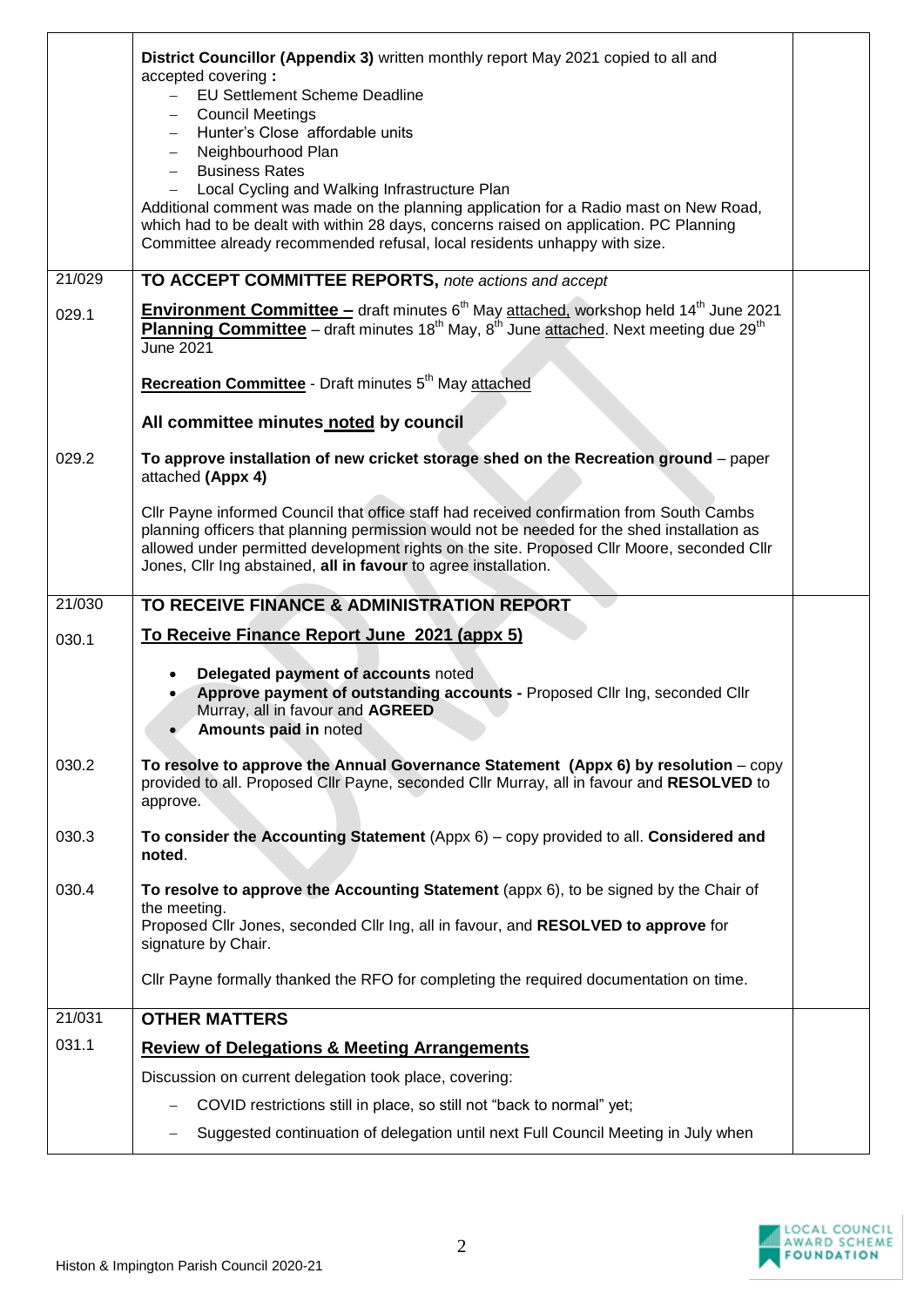| | | |
|---|---|---|
| | **District Councillor (Appendix 3)** written monthly report May 2021 copied to all and accepted covering **:**<br>– EU Settlement Scheme Deadline<br>– Council Meetings<br>– Hunter's Close affordable units<br>– Neighbourhood Plan<br>– Business Rates<br>– Local Cycling and Walking Infrastructure Plan<br>Additional comment was made on the planning application for a Radio mast on New Road, which had to be dealt with within 28 days, concerns raised on application. PC Planning Committee already recommended refusal, local residents unhappy with size. | |
| 21/029 | **TO ACCEPT COMMITTEE REPORTS,** *note actions and accept* | |
| 029.1 | **Environment Committee –** draft minutes 6th May attached, workshop held 14th June 2021<br>**Planning Committee** – draft minutes 18th May, 8th June attached. Next meeting due 29th June 2021<br><br>**Recreation Committee** - Draft minutes 5th May attached<br><br>**All committee minutes noted by council** | |
| 029.2 | **To approve installation of new cricket storage shed on the Recreation ground** – paper attached **(Appx 4)**<br><br>Cllr Payne informed Council that office staff had received confirmation from South Cambs planning officers that planning permission would not be needed for the shed installation as allowed under permitted development rights on the site. Proposed Cllr Moore, seconded Cllr Jones, Cllr Ing abstained, **all in favour** to agree installation. | |
| 21/030 | **TO RECEIVE FINANCE & ADMINISTRATION REPORT** | |
| 030.1 | **To Receive Finance Report June 2021 (appx 5)**<br><br>• **Delegated payment of accounts** noted<br>• **Approve payment of outstanding accounts -** Proposed Cllr Ing, seconded Cllr Murray, all in favour and **AGREED**<br>• **Amounts paid in** noted | |
| 030.2 | **To resolve to approve the Annual Governance Statement (Appx 6) by resolution** – copy provided to all. Proposed Cllr Payne, seconded Cllr Murray, all in favour and **RESOLVED** to approve. | |
| 030.3 | **To consider the Accounting Statement** (Appx 6) – copy provided to all. **Considered and noted**. | |
| 030.4 | **To resolve to approve the Accounting Statement** (appx 6), to be signed by the Chair of the meeting.<br>Proposed Cllr Jones, seconded Cllr Ing, all in favour, and **RESOLVED to approve** for signature by Chair.<br><br>Cllr Payne formally thanked the RFO for completing the required documentation on time. | |
| 21/031 | **OTHER MATTERS** | |
| 031.1 | **Review of Delegations & Meeting Arrangements**<br><br>Discussion on current delegation took place, covering:<br>– COVID restrictions still in place, so still not "back to normal" yet;<br>– Suggested continuation of delegation until next Full Council Meeting in July when | |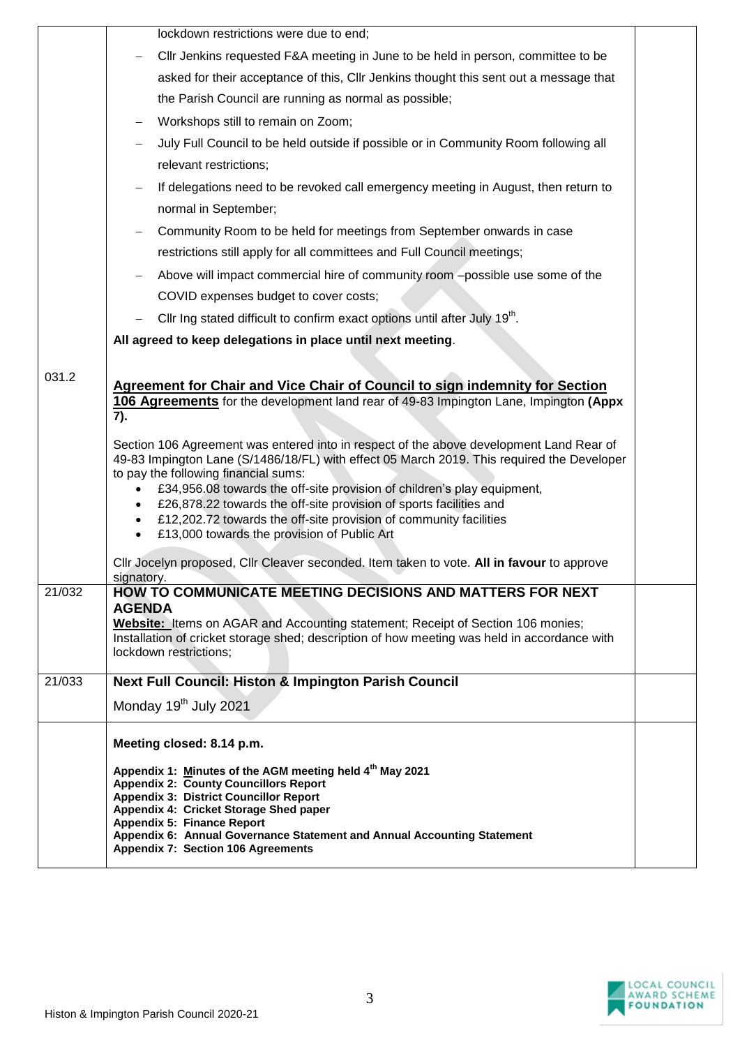| | | |
|---|---|---|
| | lockdown restrictions were due to end;<br>– Cllr Jenkins requested F&A meeting in June to be held in person, committee to be asked for their acceptance of this, Cllr Jenkins thought this sent out a message that the Parish Council are running as normal as possible;<br>– Workshops still to remain on Zoom;<br>– July Full Council to be held outside if possible or in Community Room following all relevant restrictions;<br>– If delegations need to be revoked call emergency meeting in August, then return to normal in September;<br>– Community Room to be held for meetings from September onwards in case restrictions still apply for all committees and Full Council meetings;<br>– Above will impact commercial hire of community room –possible use some of the COVID expenses budget to cover costs;<br>– Cllr Ing stated difficult to confirm exact options until after July 19th.<br>**All agreed to keep delegations in place until next meeting**. | |
| 031.2 | **Agreement for Chair and Vice Chair of Council to sign indemnity for Section 106 Agreements** for the development land rear of 49-83 Impington Lane, Impington **(Appx 7).**<br><br>Section 106 Agreement was entered into in respect of the above development Land Rear of 49-83 Impington Lane (S/1486/18/FL) with effect 05 March 2019. This required the Developer to pay the following financial sums:<br>• £34,956.08 towards the off-site provision of children's play equipment,<br>• £26,878.22 towards the off-site provision of sports facilities and<br>• £12,202.72 towards the off-site provision of community facilities<br>• £13,000 towards the provision of Public Art<br><br>Cllr Jocelyn proposed, Cllr Cleaver seconded. Item taken to vote. **All in favour** to approve signatory. | |
| 21/032 | **HOW TO COMMUNICATE MEETING DECISIONS AND MATTERS FOR NEXT AGENDA**<br>**Website:** Items on AGAR and Accounting statement; Receipt of Section 106 monies; Installation of cricket storage shed; description of how meeting was held in accordance with lockdown restrictions; | |
| 21/033 | **Next Full Council: Histon & Impington Parish Council**<br>Monday 19th July 2021 | |
| | **Meeting closed: 8.14 p.m.**<br><br>**Appendix 1: Minutes of the AGM meeting held 4th May 2021**<br>**Appendix 2: County Councillors Report**<br>**Appendix 3: District Councillor Report**<br>**Appendix 4: Cricket Storage Shed paper**<br>**Appendix 5: Finance Report**<br>**Appendix 6: Annual Governance Statement and Annual Accounting Statement**<br>**Appendix 7: Section 106 Agreements** | |